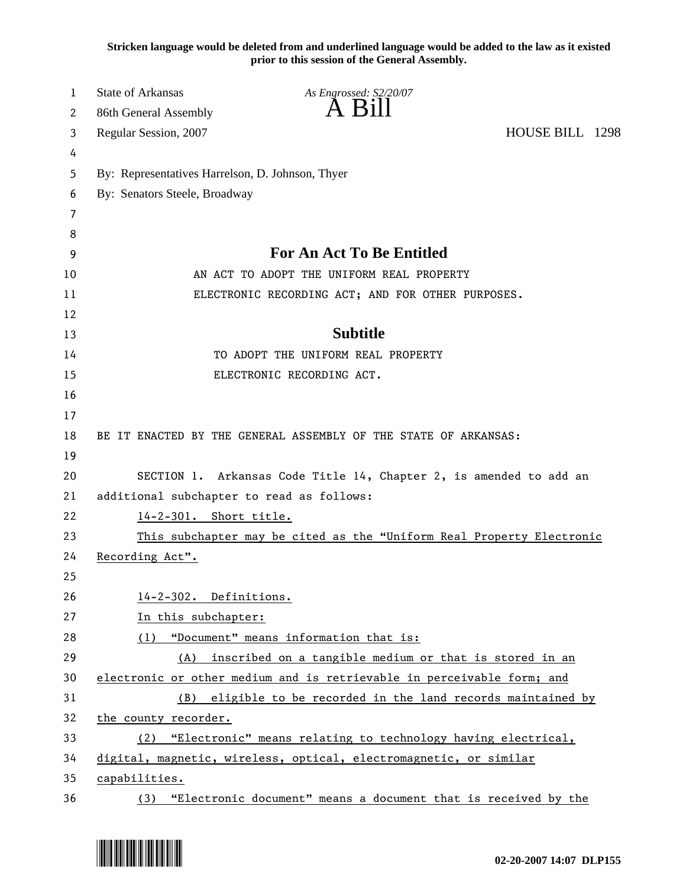**Stricken language would be deleted from and underlined language would be added to the law as it existed prior to this session of the General Assembly.**

State of Arkansas
86th General Assembly
Regular Session, 2007

*As Engrossed: S2/20/07*

# A Bill

HOUSE BILL 1298

By: Representatives Harrelson, D. Johnson, Thyer
By: Senators Steele, Broadway

## For An Act To Be Entitled

AN ACT TO ADOPT THE UNIFORM REAL PROPERTY ELECTRONIC RECORDING ACT; AND FOR OTHER PURPOSES.

## Subtitle

TO ADOPT THE UNIFORM REAL PROPERTY ELECTRONIC RECORDING ACT.

BE IT ENACTED BY THE GENERAL ASSEMBLY OF THE STATE OF ARKANSAS:

SECTION 1. Arkansas Code Title 14, Chapter 2, is amended to add an additional subchapter to read as follows:

14-2-301. Short title.

This subchapter may be cited as the "Uniform Real Property Electronic Recording Act".

14-2-302. Definitions.

In this subchapter:

(1) "Document" means information that is:

(A) inscribed on a tangible medium or that is stored in an electronic or other medium and is retrievable in perceivable form; and

(B) eligible to be recorded in the land records maintained by the county recorder.

(2) "Electronic" means relating to technology having electrical, digital, magnetic, wireless, optical, electromagnetic, or similar capabilities.

(3) "Electronic document" means a document that is received by the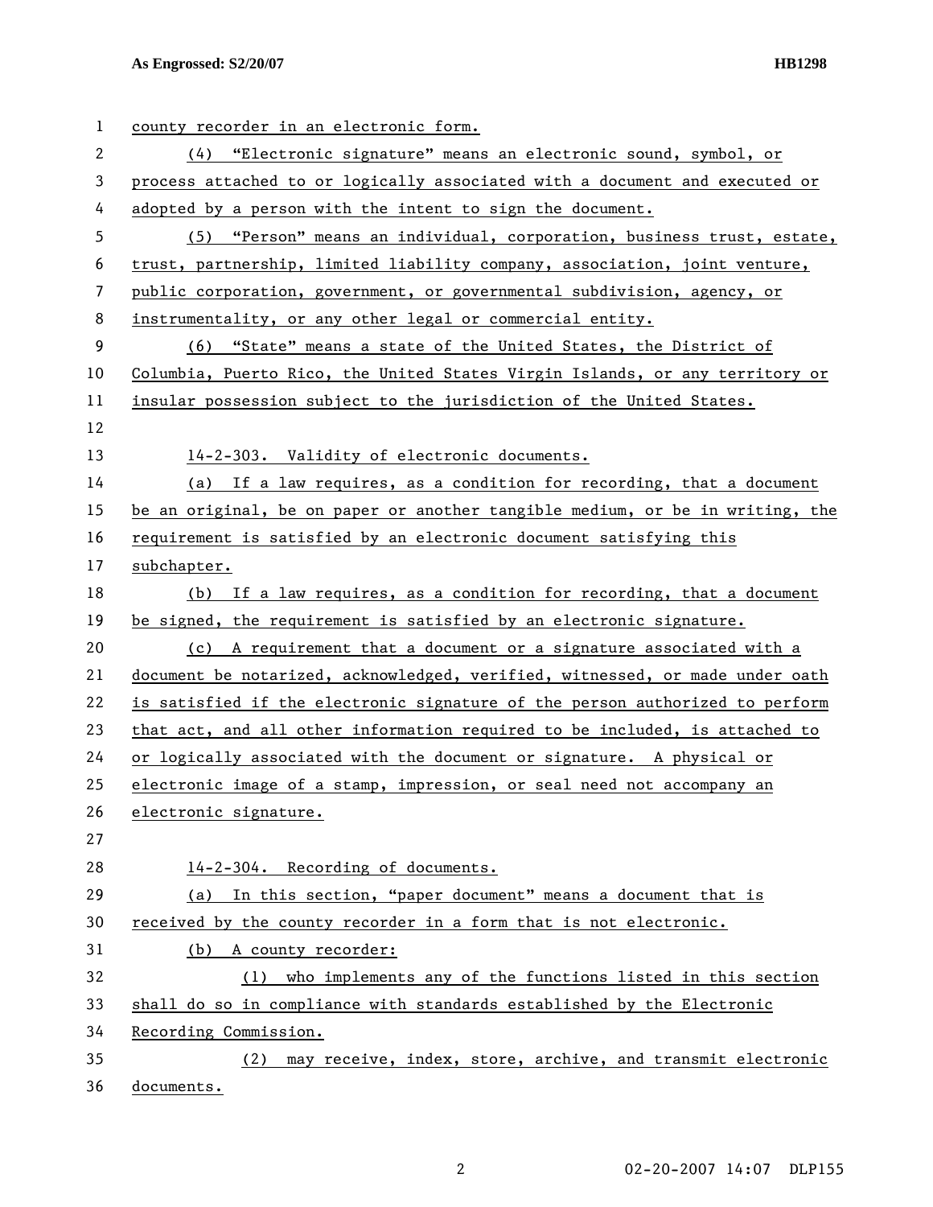county recorder in an electronic form.

(4) "Electronic signature" means an electronic sound, symbol, or process attached to or logically associated with a document and executed or adopted by a person with the intent to sign the document.

(5) "Person" means an individual, corporation, business trust, estate, trust, partnership, limited liability company, association, joint venture, public corporation, government, or governmental subdivision, agency, or instrumentality, or any other legal or commercial entity.

(6) "State" means a state of the United States, the District of Columbia, Puerto Rico, the United States Virgin Islands, or any territory or insular possession subject to the jurisdiction of the United States.

14-2-303. Validity of electronic documents.

(a) If a law requires, as a condition for recording, that a document be an original, be on paper or another tangible medium, or be in writing, the requirement is satisfied by an electronic document satisfying this subchapter.

(b) If a law requires, as a condition for recording, that a document be signed, the requirement is satisfied by an electronic signature.

(c) A requirement that a document or a signature associated with a document be notarized, acknowledged, verified, witnessed, or made under oath is satisfied if the electronic signature of the person authorized to perform that act, and all other information required to be included, is attached to or logically associated with the document or signature. A physical or electronic image of a stamp, impression, or seal need not accompany an electronic signature.

14-2-304. Recording of documents.

(a) In this section, "paper document" means a document that is received by the county recorder in a form that is not electronic.

(b) A county recorder:

(1) who implements any of the functions listed in this section shall do so in compliance with standards established by the Electronic Recording Commission.

(2) may receive, index, store, archive, and transmit electronic documents.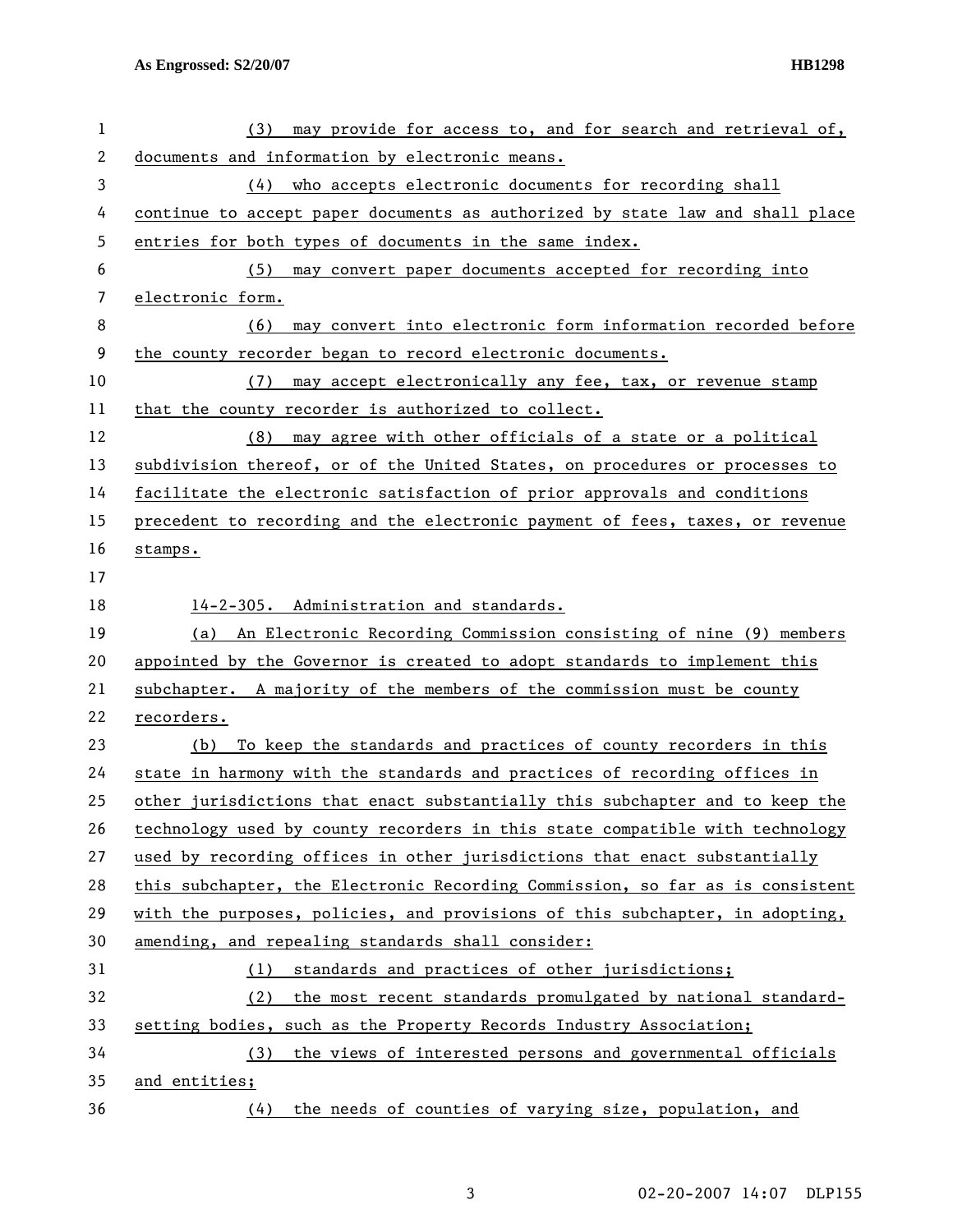(3) may provide for access to, and for search and retrieval of, documents and information by electronic means.

(4) who accepts electronic documents for recording shall continue to accept paper documents as authorized by state law and shall place entries for both types of documents in the same index.

(5) may convert paper documents accepted for recording into electronic form.

(6) may convert into electronic form information recorded before the county recorder began to record electronic documents.

(7) may accept electronically any fee, tax, or revenue stamp that the county recorder is authorized to collect.

(8) may agree with other officials of a state or a political subdivision thereof, or of the United States, on procedures or processes to facilitate the electronic satisfaction of prior approvals and conditions precedent to recording and the electronic payment of fees, taxes, or revenue stamps.

14-2-305. Administration and standards.

(a) An Electronic Recording Commission consisting of nine (9) members appointed by the Governor is created to adopt standards to implement this subchapter. A majority of the members of the commission must be county recorders.

(b) To keep the standards and practices of county recorders in this state in harmony with the standards and practices of recording offices in other jurisdictions that enact substantially this subchapter and to keep the technology used by county recorders in this state compatible with technology used by recording offices in other jurisdictions that enact substantially this subchapter, the Electronic Recording Commission, so far as is consistent with the purposes, policies, and provisions of this subchapter, in adopting, amending, and repealing standards shall consider:

(1) standards and practices of other jurisdictions;

(2) the most recent standards promulgated by national standard-setting bodies, such as the Property Records Industry Association;

(3) the views of interested persons and governmental officials and entities;

(4) the needs of counties of varying size, population, and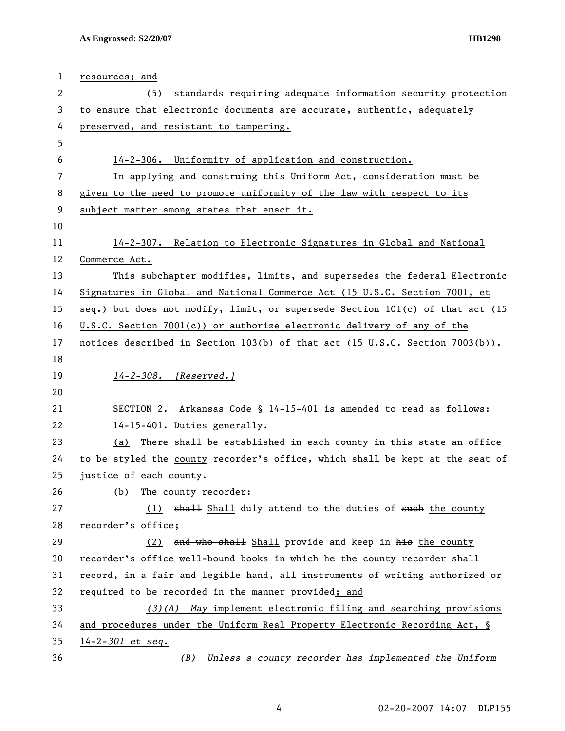resources; and

(5) standards requiring adequate information security protection to ensure that electronic documents are accurate, authentic, adequately preserved, and resistant to tampering.

14-2-306. Uniformity of application and construction.

In applying and construing this Uniform Act, consideration must be given to the need to promote uniformity of the law with respect to its subject matter among states that enact it.

14-2-307. Relation to Electronic Signatures in Global and National Commerce Act.

This subchapter modifies, limits, and supersedes the federal Electronic Signatures in Global and National Commerce Act (15 U.S.C. Section 7001, et seq.) but does not modify, limit, or supersede Section 101(c) of that act (15 U.S.C. Section 7001(c)) or authorize electronic delivery of any of the notices described in Section 103(b) of that act (15 U.S.C. Section 7003(b)).

*14-2-308. [Reserved.]*

SECTION 2. Arkansas Code § 14-15-401 is amended to read as follows:

14-15-401. Duties generally.

(a) There shall be established in each county in this state an office to be styled the county recorder's office, which shall be kept at the seat of justice of each county.

(b) The county recorder:

(1) ~~shall~~ Shall duly attend to the duties of ~~such~~ the county recorder's office;

(2) ~~and who shall~~ Shall provide and keep in ~~his~~ the county recorder's office well-bound books in which ~~he~~ the county recorder shall record~~,~~ in a fair and legible hand~~,~~ all instruments of writing authorized or required to be recorded in the manner provided; and

*(3)(A) May* implement electronic filing and searching provisions and procedures under the Uniform Real Property Electronic Recording Act, § 14-2-*301 et seq.*

*(B) Unless a county recorder has implemented the Uniform*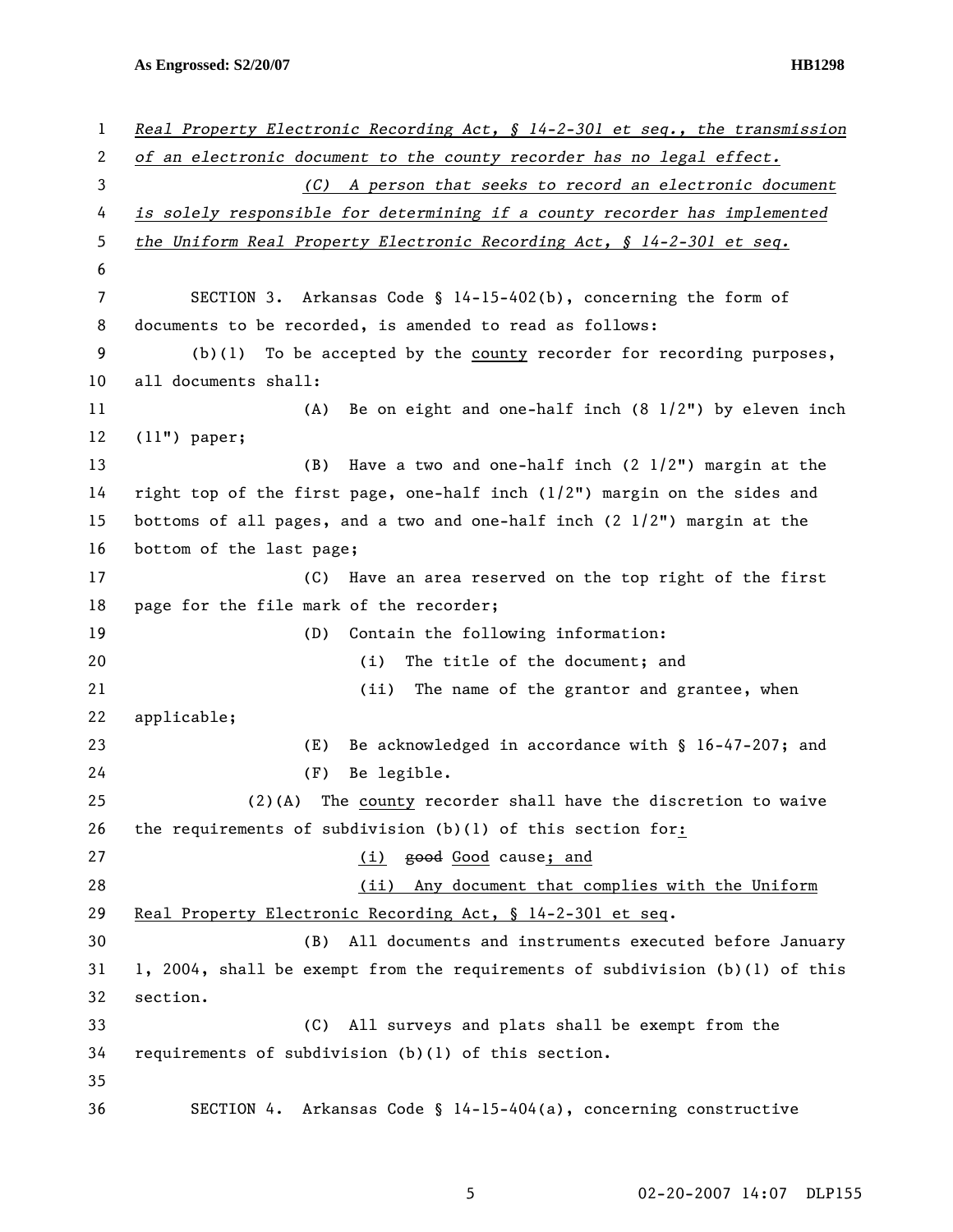*Real Property Electronic Recording Act, § 14-2-301 et seq., the transmission of an electronic document to the county recorder has no legal effect.*

*(C) A person that seeks to record an electronic document is solely responsible for determining if a county recorder has implemented the Uniform Real Property Electronic Recording Act, § 14-2-301 et seq.*

SECTION 3. Arkansas Code § 14-15-402(b), concerning the form of documents to be recorded, is amended to read as follows:

(b)(1) To be accepted by the county recorder for recording purposes, all documents shall:

(A) Be on eight and one-half inch (8 1/2") by eleven inch (11") paper;

(B) Have a two and one-half inch (2 1/2") margin at the right top of the first page, one-half inch (1/2") margin on the sides and bottoms of all pages, and a two and one-half inch (2 1/2") margin at the bottom of the last page;

(C) Have an area reserved on the top right of the first page for the file mark of the recorder;

(D) Contain the following information:

(i) The title of the document; and

(ii) The name of the grantor and grantee, when applicable;

(E) Be acknowledged in accordance with § 16-47-207; and

(F) Be legible.

(2)(A) The county recorder shall have the discretion to waive the requirements of subdivision (b)(1) of this section for:

(i) ~~good~~ Good cause; and

(ii) Any document that complies with the Uniform Real Property Electronic Recording Act, § 14-2-301 et seq.

(B) All documents and instruments executed before January 1, 2004, shall be exempt from the requirements of subdivision (b)(1) of this section.

(C) All surveys and plats shall be exempt from the requirements of subdivision (b)(1) of this section.

SECTION 4. Arkansas Code § 14-15-404(a), concerning constructive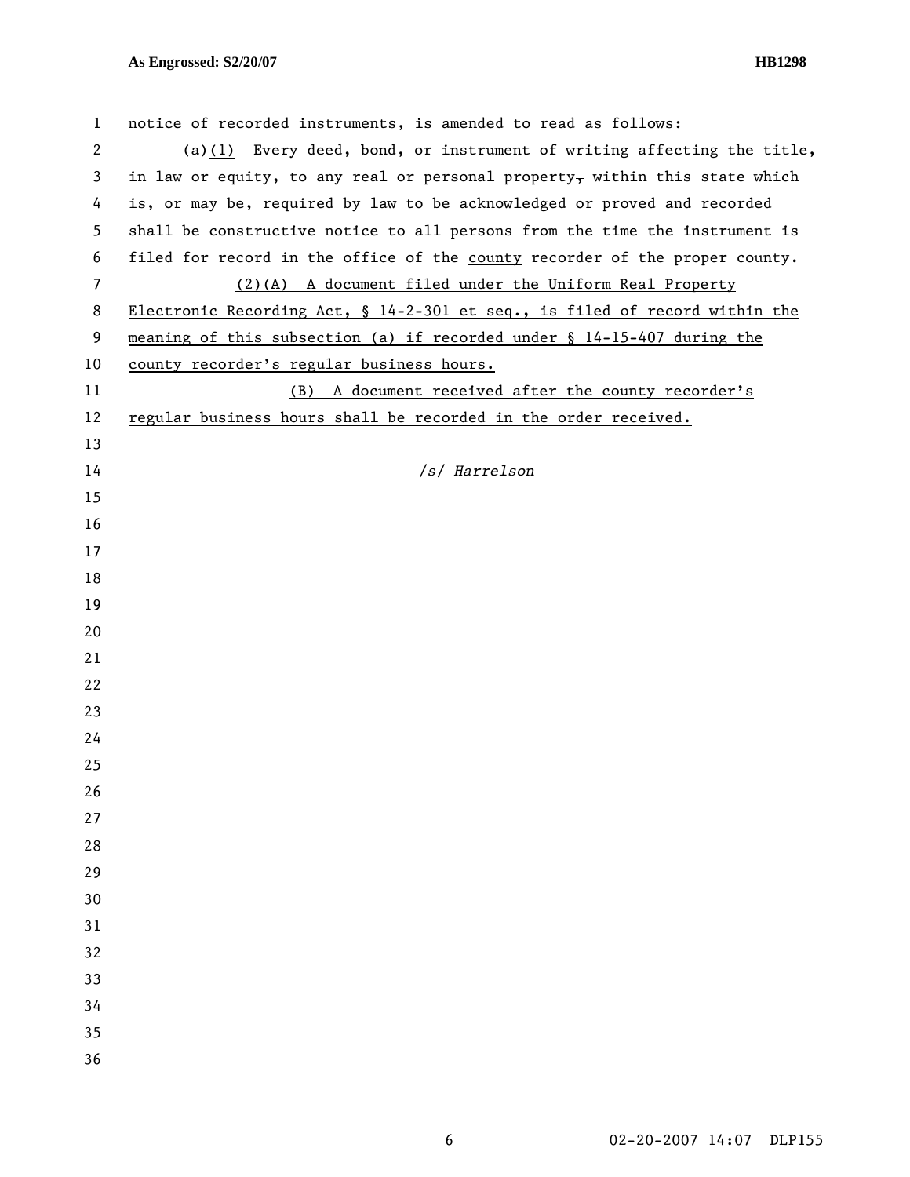notice of recorded instruments, is amended to read as follows:

(a)(1) Every deed, bond, or instrument of writing affecting the title, in law or equity, to any real or personal property, within this state which is, or may be, required by law to be acknowledged or proved and recorded shall be constructive notice to all persons from the time the instrument is filed for record in the office of the county recorder of the proper county.

(2)(A) A document filed under the Uniform Real Property Electronic Recording Act, § 14-2-301 et seq., is filed of record within the meaning of this subsection (a) if recorded under § 14-15-407 during the county recorder's regular business hours.

(B) A document received after the county recorder's regular business hours shall be recorded in the order received.

*/s/ Harrelson*